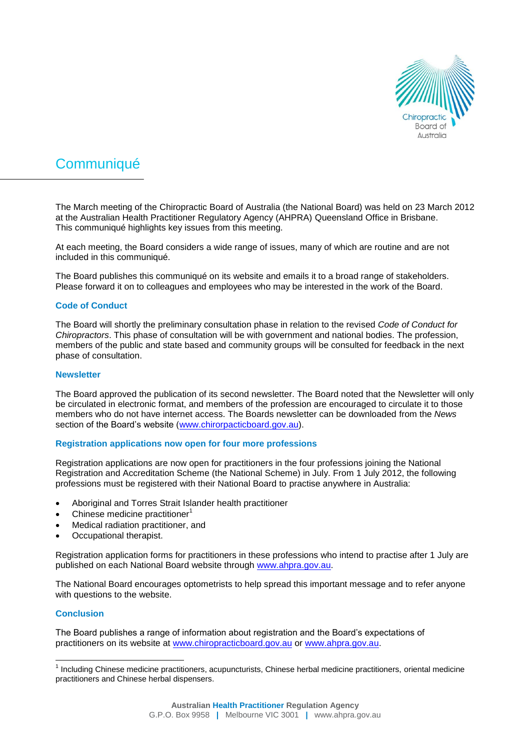Chiropractic Board of Australia

# Communiqué

The March meeting of the Chiropractic Board of Australia (the National Board) was held on 23 March 2012 at the Australian Health Practitioner Regulatory Agency (AHPRA) Queensland Office in Brisbane. This communiqué highlights key issues from this meeting.

At each meeting, the Board considers a wide range of issues, many of which are routine and are not included in this communiqué.

The Board publishes this communiqué on its website and emails it to a broad range of stakeholders. Please forward it on to colleagues and employees who may be interested in the work of the Board.

### Code of Conduct

The Board will shortly the preliminary consultation phase in relation to the revised *Code of Conduct for Chiropractors*. This phase of consultation will be with government and national bodies. The profession, members of the public and state based and community groups will be consulted for feedback in the next phase of consultation.

### Newsletter

The Board approved the publication of its second newsletter. The Board noted that the Newsletter will only be circulated in electronic format, and members of the profession are encouraged to circulate it to those members who do not have internet access. The Boards newsletter can be downloaded from the *News* section of the Board's website (www.chirorpracticboard.gov.au).

### Registration applications now open for four more professions

Registration applications are now open for practitioners in the four professions joining the National Registration and Accreditation Scheme (the National Scheme) in July. From 1 July 2012, the following professions must be registered with their National Board to practise anywhere in Australia:

- Aboriginal and Torres Strait Islander health practitioner
- Chinese medicine practitioner[1]
- Medical radiation practitioner, and
- Occupational therapist.

Registration application forms for practitioners in these professions who intend to practise after 1 July are published on each National Board website through www.ahpra.gov.au.

The National Board encourages optometrists to help spread this important message and to refer anyone with questions to the website.

### Conclusion

The Board publishes a range of information about registration and the Board's expectations of practitioners on its website at www.chiropracticboard.gov.au or www.ahpra.gov.au.

---

[1] Including Chinese medicine practitioners, acupuncturists, Chinese herbal medicine practitioners, oriental medicine practitioners and Chinese herbal dispensers.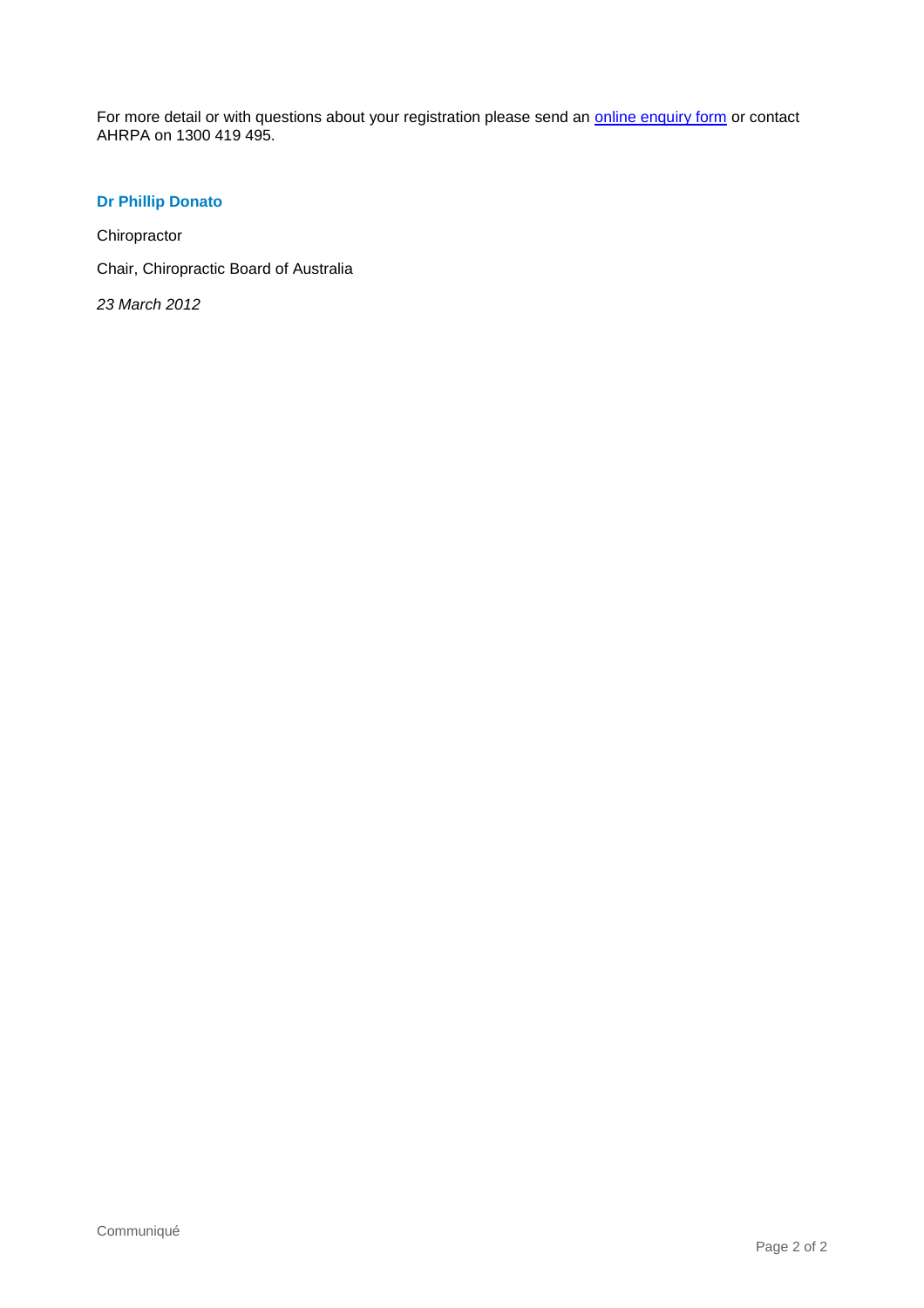For more detail or with questions about your registration please send an [online enquiry form](#) or contact AHRPA on 1300 419 495.

**Dr Phillip Donato**

Chiropractor

Chair, Chiropractic Board of Australia

*23 March 2012*